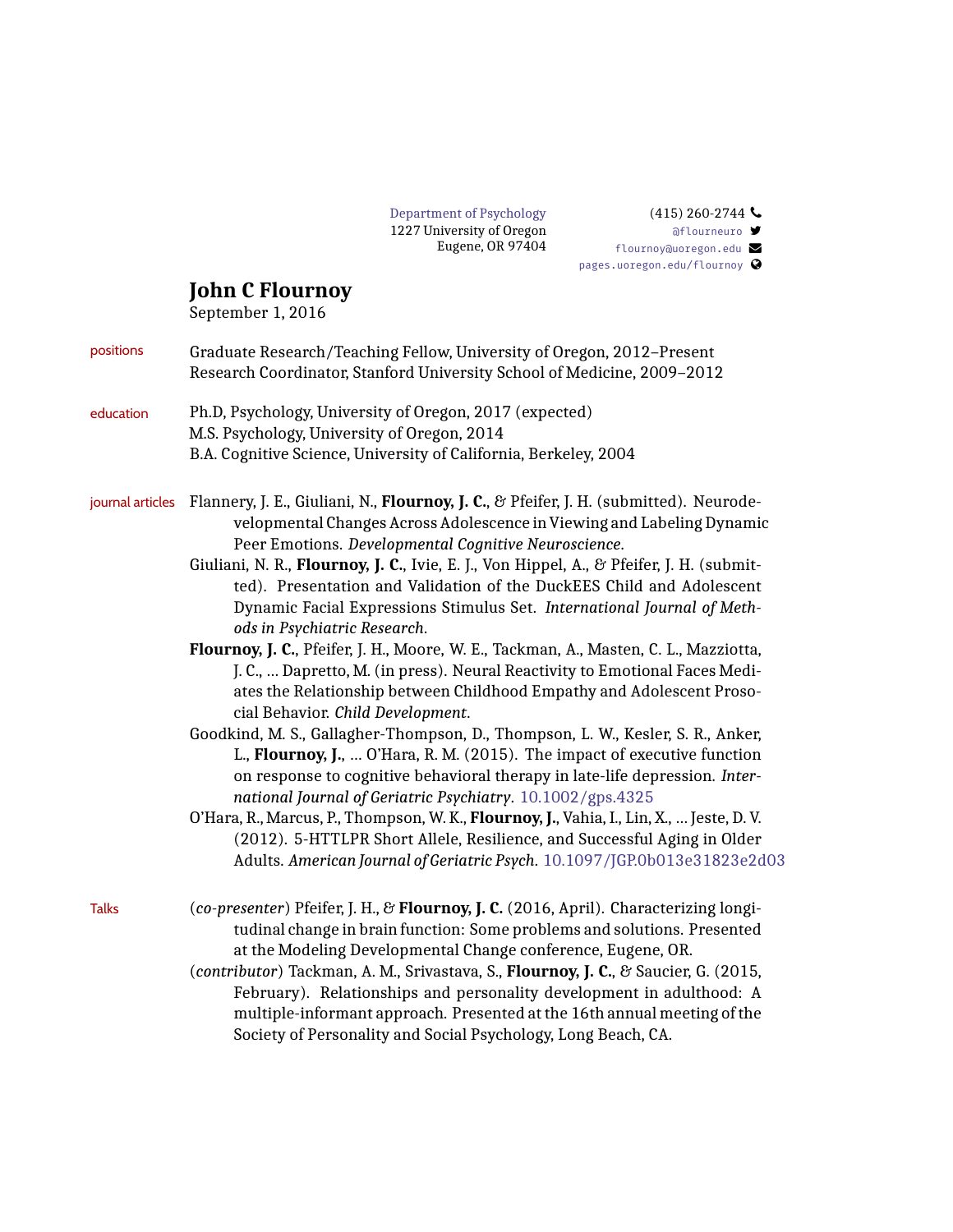Department of Psychology
1227 University of Oregon
Eugene, OR 97404

(415) 260-2744
@flourneuro
flournoy@uoregon.edu
pages.uoregon.edu/flournoy

# John C Flournoy

September 1, 2016

## positions

Graduate Research/Teaching Fellow, University of Oregon, 2012–Present
Research Coordinator, Stanford University School of Medicine, 2009–2012

## education

Ph.D, Psychology, University of Oregon, 2017 (expected)
M.S. Psychology, University of Oregon, 2014
B.A. Cognitive Science, University of California, Berkeley, 2004

## journal articles

Flannery, J. E., Giuliani, N., **Flournoy, J. C.**, & Pfeifer, J. H. (submitted). Neurodevelopmental Changes Across Adolescence in Viewing and Labeling Dynamic Peer Emotions. *Developmental Cognitive Neuroscience*.

Giuliani, N. R., **Flournoy, J. C.**, Ivie, E. J., Von Hippel, A., & Pfeifer, J. H. (submitted). Presentation and Validation of the DuckEES Child and Adolescent Dynamic Facial Expressions Stimulus Set. *International Journal of Methods in Psychiatric Research*.

**Flournoy, J. C.**, Pfeifer, J. H., Moore, W. E., Tackman, A., Masten, C. L., Mazziotta, J. C., … Dapretto, M. (in press). Neural Reactivity to Emotional Faces Mediates the Relationship between Childhood Empathy and Adolescent Prosocial Behavior. *Child Development*.

Goodkind, M. S., Gallagher-Thompson, D., Thompson, L. W., Kesler, S. R., Anker, L., **Flournoy, J.**, … O'Hara, R. M. (2015). The impact of executive function on response to cognitive behavioral therapy in late-life depression. *International Journal of Geriatric Psychiatry*. 10.1002/gps.4325

O'Hara, R., Marcus, P., Thompson, W. K., **Flournoy, J.**, Vahia, I., Lin, X., … Jeste, D. V. (2012). 5-HTTLPR Short Allele, Resilience, and Successful Aging in Older Adults. *American Journal of Geriatric Psych*. 10.1097/JGP.0b013e31823e2d03

## Talks

(*co-presenter*) Pfeifer, J. H., & **Flournoy, J. C.** (2016, April). Characterizing longitudinal change in brain function: Some problems and solutions. Presented at the Modeling Developmental Change conference, Eugene, OR.

(*contributor*) Tackman, A. M., Srivastava, S., **Flournoy, J. C.**, & Saucier, G. (2015, February). Relationships and personality development in adulthood: A multiple-informant approach. Presented at the 16th annual meeting of the Society of Personality and Social Psychology, Long Beach, CA.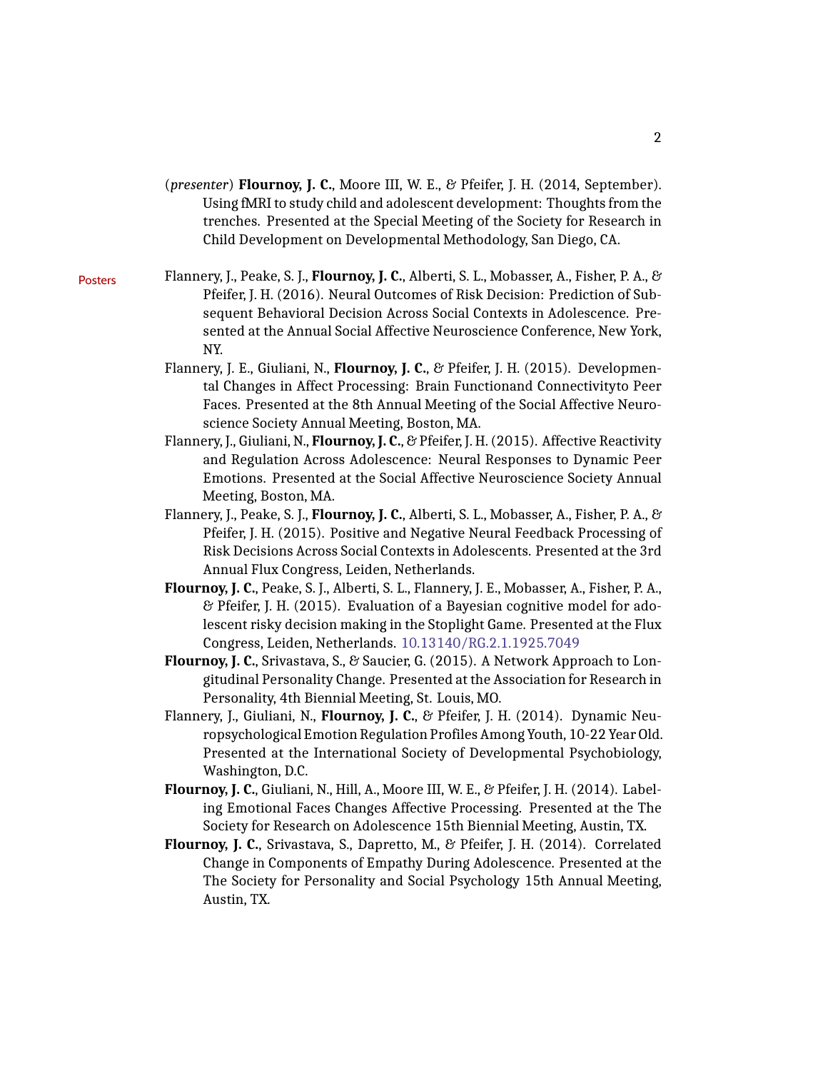(*presenter*) **Flournoy, J. C.**, Moore III, W. E., & Pfeifer, J. H. (2014, September). Using fMRI to study child and adolescent development: Thoughts from the trenches. Presented at the Special Meeting of the Society for Research in Child Development on Developmental Methodology, San Diego, CA.

## Posters

Flannery, J., Peake, S. J., **Flournoy, J. C.**, Alberti, S. L., Mobasser, A., Fisher, P. A., & Pfeifer, J. H. (2016). Neural Outcomes of Risk Decision: Prediction of Subsequent Behavioral Decision Across Social Contexts in Adolescence. Presented at the Annual Social Affective Neuroscience Conference, New York, NY.

Flannery, J. E., Giuliani, N., **Flournoy, J. C.**, & Pfeifer, J. H. (2015). Developmental Changes in Affect Processing: Brain Functionand Connectivityto Peer Faces. Presented at the 8th Annual Meeting of the Social Affective Neuroscience Society Annual Meeting, Boston, MA.

Flannery, J., Giuliani, N., **Flournoy, J. C.**, & Pfeifer, J. H. (2015). Affective Reactivity and Regulation Across Adolescence: Neural Responses to Dynamic Peer Emotions. Presented at the Social Affective Neuroscience Society Annual Meeting, Boston, MA.

Flannery, J., Peake, S. J., **Flournoy, J. C.**, Alberti, S. L., Mobasser, A., Fisher, P. A., & Pfeifer, J. H. (2015). Positive and Negative Neural Feedback Processing of Risk Decisions Across Social Contexts in Adolescents. Presented at the 3rd Annual Flux Congress, Leiden, Netherlands.

**Flournoy, J. C.**, Peake, S. J., Alberti, S. L., Flannery, J. E., Mobasser, A., Fisher, P. A., & Pfeifer, J. H. (2015). Evaluation of a Bayesian cognitive model for adolescent risky decision making in the Stoplight Game. Presented at the Flux Congress, Leiden, Netherlands. 10.13140/RG.2.1.1925.7049

**Flournoy, J. C.**, Srivastava, S., & Saucier, G. (2015). A Network Approach to Longitudinal Personality Change. Presented at the Association for Research in Personality, 4th Biennial Meeting, St. Louis, MO.

Flannery, J., Giuliani, N., **Flournoy, J. C.**, & Pfeifer, J. H. (2014). Dynamic Neuropsychological Emotion Regulation Profiles Among Youth, 10-22 Year Old. Presented at the International Society of Developmental Psychobiology, Washington, D.C.

**Flournoy, J. C.**, Giuliani, N., Hill, A., Moore III, W. E., & Pfeifer, J. H. (2014). Labeling Emotional Faces Changes Affective Processing. Presented at the The Society for Research on Adolescence 15th Biennial Meeting, Austin, TX.

**Flournoy, J. C.**, Srivastava, S., Dapretto, M., & Pfeifer, J. H. (2014). Correlated Change in Components of Empathy During Adolescence. Presented at the The Society for Personality and Social Psychology 15th Annual Meeting, Austin, TX.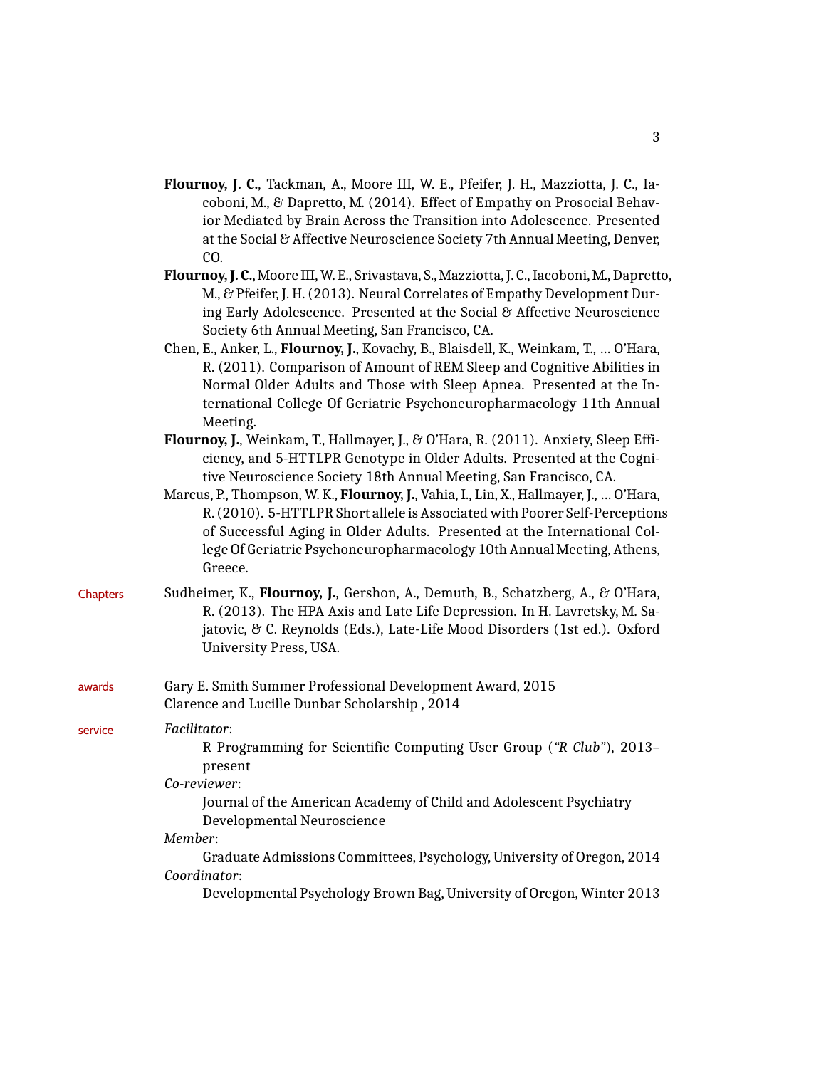**Flournoy, J. C.**, Tackman, A., Moore III, W. E., Pfeifer, J. H., Mazziotta, J. C., Iacoboni, M., & Dapretto, M. (2014). Effect of Empathy on Prosocial Behavior Mediated by Brain Across the Transition into Adolescence. Presented at the Social & Affective Neuroscience Society 7th Annual Meeting, Denver, CO.

**Flournoy, J. C.**, Moore III, W. E., Srivastava, S., Mazziotta, J. C., Iacoboni, M., Dapretto, M., & Pfeifer, J. H. (2013). Neural Correlates of Empathy Development During Early Adolescence. Presented at the Social & Affective Neuroscience Society 6th Annual Meeting, San Francisco, CA.

Chen, E., Anker, L., **Flournoy, J.**, Kovachy, B., Blaisdell, K., Weinkam, T., … O'Hara, R. (2011). Comparison of Amount of REM Sleep and Cognitive Abilities in Normal Older Adults and Those with Sleep Apnea. Presented at the International College Of Geriatric Psychoneuropharmacology 11th Annual Meeting.

**Flournoy, J.**, Weinkam, T., Hallmayer, J., & O'Hara, R. (2011). Anxiety, Sleep Efficiency, and 5-HTTLPR Genotype in Older Adults. Presented at the Cognitive Neuroscience Society 18th Annual Meeting, San Francisco, CA.

Marcus, P., Thompson, W. K., **Flournoy, J.**, Vahia, I., Lin, X., Hallmayer, J., … O'Hara, R. (2010). 5-HTTLPR Short allele is Associated with Poorer Self-Perceptions of Successful Aging in Older Adults. Presented at the International College Of Geriatric Psychoneuropharmacology 10th Annual Meeting, Athens, Greece.

## Chapters

Sudheimer, K., **Flournoy, J.**, Gershon, A., Demuth, B., Schatzberg, A., & O'Hara, R. (2013). The HPA Axis and Late Life Depression. In H. Lavretsky, M. Sajatovic, & C. Reynolds (Eds.), Late-Life Mood Disorders (1st ed.). Oxford University Press, USA.

## awards

Gary E. Smith Summer Professional Development Award, 2015

Clarence and Lucille Dunbar Scholarship , 2014

## service

*Facilitator*:

R Programming for Scientific Computing User Group (*"R Club"*), 2013–present

*Co-reviewer*:

Journal of the American Academy of Child and Adolescent Psychiatry

Developmental Neuroscience

*Member*:

Graduate Admissions Committees, Psychology, University of Oregon, 2014

*Coordinator*:

Developmental Psychology Brown Bag, University of Oregon, Winter 2013